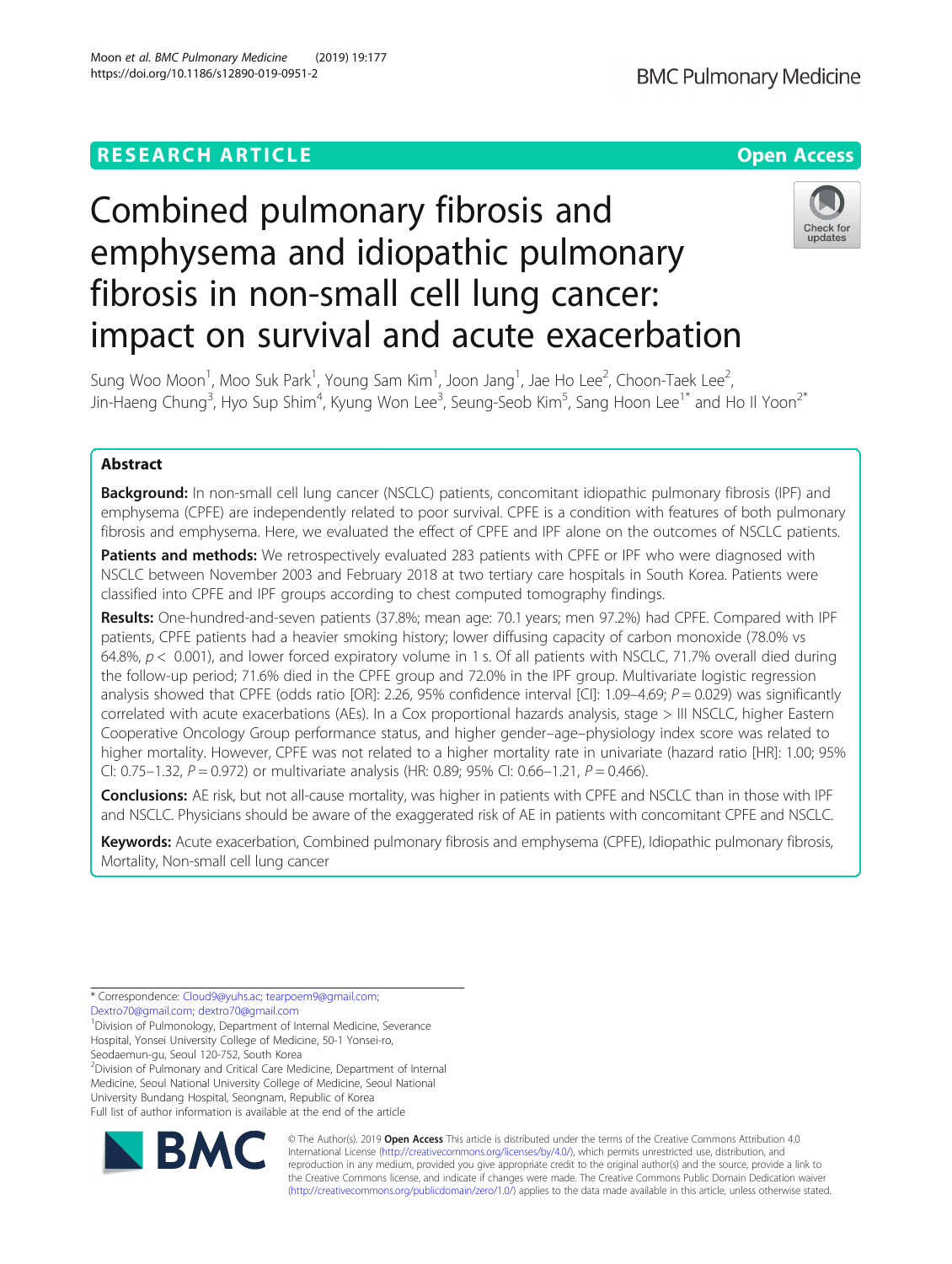RESEARCH ARTICLE

Open Access

# Combined pulmonary fibrosis and emphysema and idiopathic pulmonary fibrosis in non-small cell lung cancer: impact on survival and acute exacerbation

Sung Woo Moon[1], Moo Suk Park[1], Young Sam Kim[1], Joon Jang[1], Jae Ho Lee[2], Choon-Taek Lee[2], Jin-Haeng Chung[3], Hyo Sup Shim[4], Kyung Won Lee[3], Seung-Seob Kim[5], Sang Hoon Lee[1*] and Ho Il Yoon[2*]

## Abstract

**Background:** In non-small cell lung cancer (NSCLC) patients, concomitant idiopathic pulmonary fibrosis (IPF) and emphysema (CPFE) are independently related to poor survival. CPFE is a condition with features of both pulmonary fibrosis and emphysema. Here, we evaluated the effect of CPFE and IPF alone on the outcomes of NSCLC patients.

**Patients and methods:** We retrospectively evaluated 283 patients with CPFE or IPF who were diagnosed with NSCLC between November 2003 and February 2018 at two tertiary care hospitals in South Korea. Patients were classified into CPFE and IPF groups according to chest computed tomography findings.

**Results:** One-hundred-and-seven patients (37.8%; mean age: 70.1 years; men 97.2%) had CPFE. Compared with IPF patients, CPFE patients had a heavier smoking history; lower diffusing capacity of carbon monoxide (78.0% vs 64.8%, $p < 0.001$), and lower forced expiratory volume in 1 s. Of all patients with NSCLC, 71.7% overall died during the follow-up period; 71.6% died in the CPFE group and 72.0% in the IPF group. Multivariate logistic regression analysis showed that CPFE (odds ratio [OR]: 2.26, 95% confidence interval [CI]: 1.09–4.69; $P = 0.029$) was significantly correlated with acute exacerbations (AEs). In a Cox proportional hazards analysis, stage > III NSCLC, higher Eastern Cooperative Oncology Group performance status, and higher gender–age–physiology index score was related to higher mortality. However, CPFE was not related to a higher mortality rate in univariate (hazard ratio [HR]: 1.00; 95% CI: 0.75–1.32, $P = 0.972$) or multivariate analysis (HR: 0.89; 95% CI: 0.66–1.21, $P = 0.466$).

**Conclusions:** AE risk, but not all-cause mortality, was higher in patients with CPFE and NSCLC than in those with IPF and NSCLC. Physicians should be aware of the exaggerated risk of AE in patients with concomitant CPFE and NSCLC.

**Keywords:** Acute exacerbation, Combined pulmonary fibrosis and emphysema (CPFE), Idiopathic pulmonary fibrosis, Mortality, Non-small cell lung cancer

---

* Correspondence: Cloud9@yuhs.ac; tearpoem9@gmail.com; Dextro70@gmail.com; dextro70@gmail.com

[1]Division of Pulmonology, Department of Internal Medicine, Severance Hospital, Yonsei University College of Medicine, 50-1 Yonsei-ro, Seodaemun-gu, Seoul 120-752, South Korea

[2]Division of Pulmonary and Critical Care Medicine, Department of Internal Medicine, Seoul National University College of Medicine, Seoul National University Bundang Hospital, Seongnam, Republic of Korea

Full list of author information is available at the end of the article

© The Author(s). 2019 **Open Access** This article is distributed under the terms of the Creative Commons Attribution 4.0 International License (http://creativecommons.org/licenses/by/4.0/), which permits unrestricted use, distribution, and reproduction in any medium, provided you give appropriate credit to the original author(s) and the source, provide a link to the Creative Commons license, and indicate if changes were made. The Creative Commons Public Domain Dedication waiver (http://creativecommons.org/publicdomain/zero/1.0/) applies to the data made available in this article, unless otherwise stated.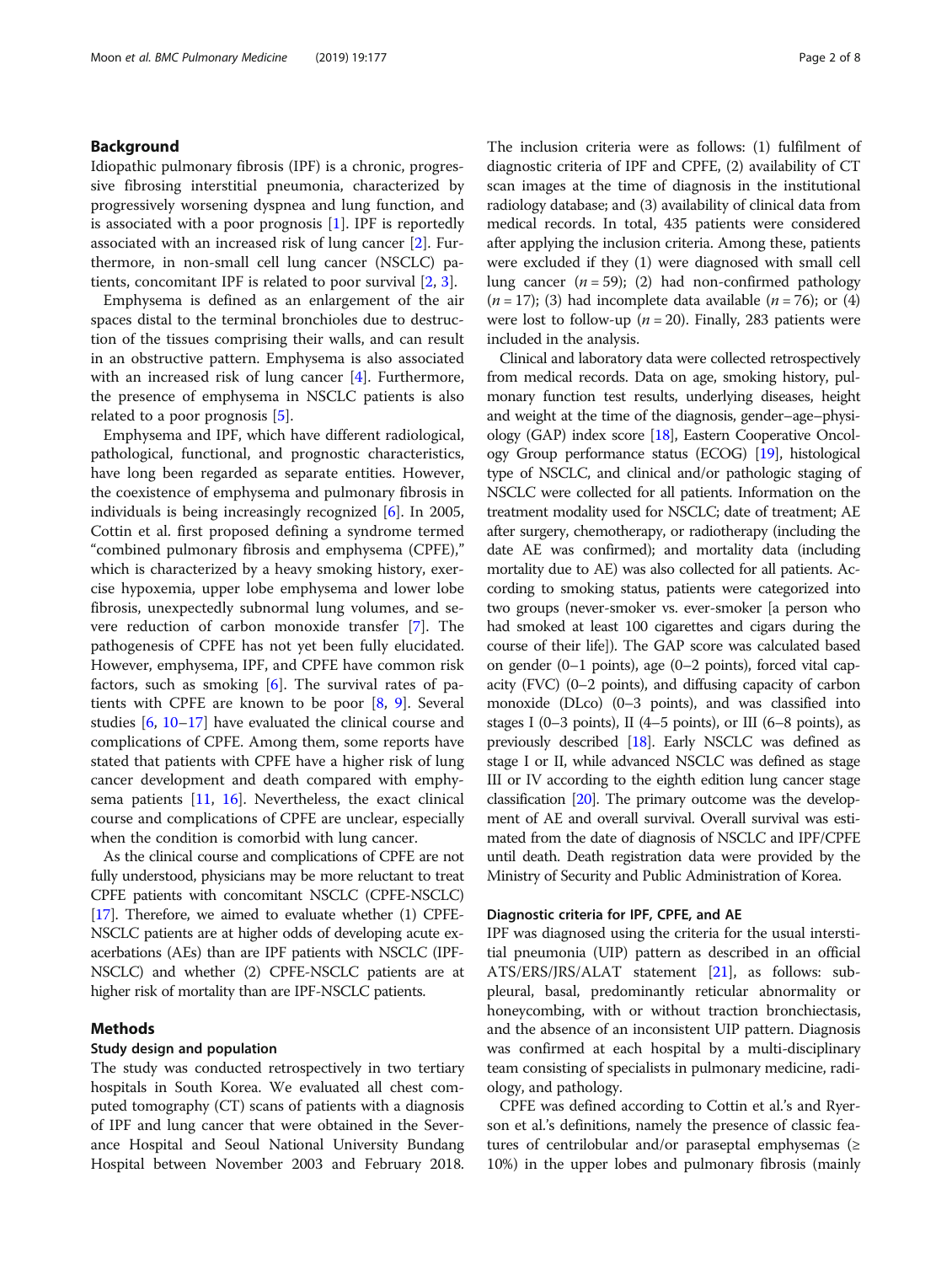## Background

Idiopathic pulmonary fibrosis (IPF) is a chronic, progressive fibrosing interstitial pneumonia, characterized by progressively worsening dyspnea and lung function, and is associated with a poor prognosis [1]. IPF is reportedly associated with an increased risk of lung cancer [2]. Furthermore, in non-small cell lung cancer (NSCLC) patients, concomitant IPF is related to poor survival [2, 3].

Emphysema is defined as an enlargement of the air spaces distal to the terminal bronchioles due to destruction of the tissues comprising their walls, and can result in an obstructive pattern. Emphysema is also associated with an increased risk of lung cancer [4]. Furthermore, the presence of emphysema in NSCLC patients is also related to a poor prognosis [5].

Emphysema and IPF, which have different radiological, pathological, functional, and prognostic characteristics, have long been regarded as separate entities. However, the coexistence of emphysema and pulmonary fibrosis in individuals is being increasingly recognized [6]. In 2005, Cottin et al. first proposed defining a syndrome termed "combined pulmonary fibrosis and emphysema (CPFE)," which is characterized by a heavy smoking history, exercise hypoxemia, upper lobe emphysema and lower lobe fibrosis, unexpectedly subnormal lung volumes, and severe reduction of carbon monoxide transfer [7]. The pathogenesis of CPFE has not yet been fully elucidated. However, emphysema, IPF, and CPFE have common risk factors, such as smoking [6]. The survival rates of patients with CPFE are known to be poor [8, 9]. Several studies [6, 10–17] have evaluated the clinical course and complications of CPFE. Among them, some reports have stated that patients with CPFE have a higher risk of lung cancer development and death compared with emphysema patients [11, 16]. Nevertheless, the exact clinical course and complications of CPFE are unclear, especially when the condition is comorbid with lung cancer.

As the clinical course and complications of CPFE are not fully understood, physicians may be more reluctant to treat CPFE patients with concomitant NSCLC (CPFE-NSCLC) [17]. Therefore, we aimed to evaluate whether (1) CPFE-NSCLC patients are at higher odds of developing acute exacerbations (AEs) than are IPF patients with NSCLC (IPF-NSCLC) and whether (2) CPFE-NSCLC patients are at higher risk of mortality than are IPF-NSCLC patients.

## Methods

### Study design and population

The study was conducted retrospectively in two tertiary hospitals in South Korea. We evaluated all chest computed tomography (CT) scans of patients with a diagnosis of IPF and lung cancer that were obtained in the Severance Hospital and Seoul National University Bundang Hospital between November 2003 and February 2018. The inclusion criteria were as follows: (1) fulfilment of diagnostic criteria of IPF and CPFE, (2) availability of CT scan images at the time of diagnosis in the institutional radiology database; and (3) availability of clinical data from medical records. In total, 435 patients were considered after applying the inclusion criteria. Among these, patients were excluded if they (1) were diagnosed with small cell lung cancer ($n = 59$); (2) had non-confirmed pathology ($n = 17$); (3) had incomplete data available ($n = 76$); or (4) were lost to follow-up ($n = 20$). Finally, 283 patients were included in the analysis.

Clinical and laboratory data were collected retrospectively from medical records. Data on age, smoking history, pulmonary function test results, underlying diseases, height and weight at the time of the diagnosis, gender–age–physiology (GAP) index score [18], Eastern Cooperative Oncology Group performance status (ECOG) [19], histological type of NSCLC, and clinical and/or pathologic staging of NSCLC were collected for all patients. Information on the treatment modality used for NSCLC; date of treatment; AE after surgery, chemotherapy, or radiotherapy (including the date AE was confirmed); and mortality data (including mortality due to AE) was also collected for all patients. According to smoking status, patients were categorized into two groups (never-smoker vs. ever-smoker [a person who had smoked at least 100 cigarettes and cigars during the course of their life]). The GAP score was calculated based on gender (0–1 points), age (0–2 points), forced vital capacity (FVC) (0–2 points), and diffusing capacity of carbon monoxide (DLco) (0–3 points), and was classified into stages I (0–3 points), II (4–5 points), or III (6–8 points), as previously described [18]. Early NSCLC was defined as stage I or II, while advanced NSCLC was defined as stage III or IV according to the eighth edition lung cancer stage classification [20]. The primary outcome was the development of AE and overall survival. Overall survival was estimated from the date of diagnosis of NSCLC and IPF/CPFE until death. Death registration data were provided by the Ministry of Security and Public Administration of Korea.

### Diagnostic criteria for IPF, CPFE, and AE

IPF was diagnosed using the criteria for the usual interstitial pneumonia (UIP) pattern as described in an official ATS/ERS/JRS/ALAT statement [21], as follows: subpleural, basal, predominantly reticular abnormality or honeycombing, with or without traction bronchiectasis, and the absence of an inconsistent UIP pattern. Diagnosis was confirmed at each hospital by a multi-disciplinary team consisting of specialists in pulmonary medicine, radiology, and pathology.

CPFE was defined according to Cottin et al.'s and Ryerson et al.'s definitions, namely the presence of classic features of centrilobular and/or paraseptal emphysemas (≥ 10%) in the upper lobes and pulmonary fibrosis (mainly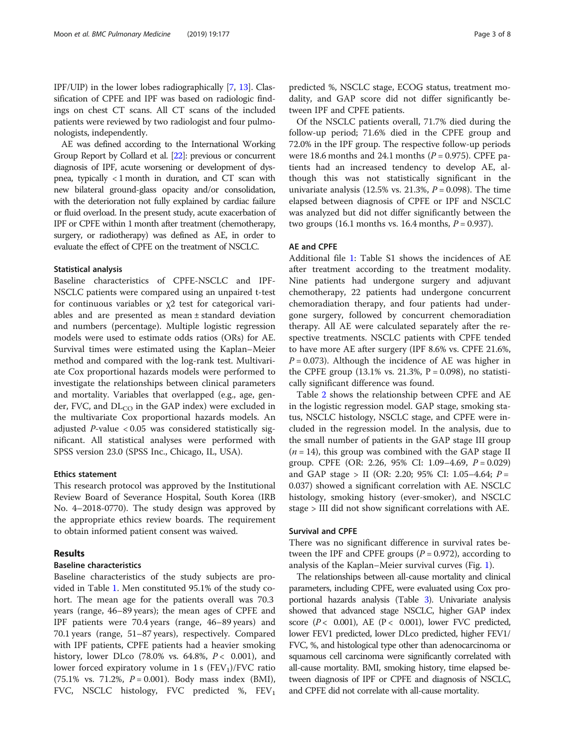IPF/UIP) in the lower lobes radiographically [7, 13]. Classification of CPFE and IPF was based on radiologic findings on chest CT scans. All CT scans of the included patients were reviewed by two radiologist and four pulmonologists, independently.

AE was defined according to the International Working Group Report by Collard et al. [22]: previous or concurrent diagnosis of IPF, acute worsening or development of dyspnea, typically < 1 month in duration, and CT scan with new bilateral ground-glass opacity and/or consolidation, with the deterioration not fully explained by cardiac failure or fluid overload. In the present study, acute exacerbation of IPF or CPFE within 1 month after treatment (chemotherapy, surgery, or radiotherapy) was defined as AE, in order to evaluate the effect of CPFE on the treatment of NSCLC.

### Statistical analysis

Baseline characteristics of CPFE-NSCLC and IPF-NSCLC patients were compared using an unpaired t-test for continuous variables or $\chi2$ test for categorical variables and are presented as mean ± standard deviation and numbers (percentage). Multiple logistic regression models were used to estimate odds ratios (ORs) for AE. Survival times were estimated using the Kaplan–Meier method and compared with the log-rank test. Multivariate Cox proportional hazards models were performed to investigate the relationships between clinical parameters and mortality. Variables that overlapped (e.g., age, gender, FVC, and $DL_{CO}$ in the GAP index) were excluded in the multivariate Cox proportional hazards models. An adjusted *P*-value < 0.05 was considered statistically significant. All statistical analyses were performed with SPSS version 23.0 (SPSS Inc., Chicago, IL, USA).

### Ethics statement

This research protocol was approved by the Institutional Review Board of Severance Hospital, South Korea (IRB No. 4–2018-0770). The study design was approved by the appropriate ethics review boards. The requirement to obtain informed patient consent was waived.

## Results

### Baseline characteristics

Baseline characteristics of the study subjects are provided in Table 1. Men constituted 95.1% of the study cohort. The mean age for the patients overall was 70.3 years (range, 46–89 years); the mean ages of CPFE and IPF patients were 70.4 years (range, 46–89 years) and 70.1 years (range, 51–87 years), respectively. Compared with IPF patients, CPFE patients had a heavier smoking history, lower DLco (78.0% vs. 64.8%, $P <$ 0.001), and lower forced expiratory volume in 1 s ($FEV_1$)/FVC ratio (75.1% vs. 71.2%, $P = 0.001$). Body mass index (BMI), FVC, NSCLC histology, FVC predicted %, $FEV_1$ predicted %, NSCLC stage, ECOG status, treatment modality, and GAP score did not differ significantly between IPF and CPFE patients.

Of the NSCLC patients overall, 71.7% died during the follow-up period; 71.6% died in the CPFE group and 72.0% in the IPF group. The respective follow-up periods were 18.6 months and 24.1 months ($P = 0.975$). CPFE patients had an increased tendency to develop AE, although this was not statistically significant in the univariate analysis (12.5% vs. 21.3%, $P = 0.098$). The time elapsed between diagnosis of CPFE or IPF and NSCLC was analyzed but did not differ significantly between the two groups (16.1 months vs. 16.4 months, $P = 0.937$).

### AE and CPFE

Additional file 1: Table S1 shows the incidences of AE after treatment according to the treatment modality. Nine patients had undergone surgery and adjuvant chemotherapy, 22 patients had undergone concurrent chemoradiation therapy, and four patients had undergone surgery, followed by concurrent chemoradiation therapy. All AE were calculated separately after the respective treatments. NSCLC patients with CPFE tended to have more AE after surgery (IPF 8.6% vs. CPFE 21.6%, $P = 0.073$). Although the incidence of AE was higher in the CPFE group (13.1% vs. 21.3%, P = 0.098), no statistically significant difference was found.

Table 2 shows the relationship between CPFE and AE in the logistic regression model. GAP stage, smoking status, NSCLC histology, NSCLC stage, and CPFE were included in the regression model. In the analysis, due to the small number of patients in the GAP stage III group ($n = 14$), this group was combined with the GAP stage II group. CPFE (OR: 2.26, 95% CI: 1.09–4.69, $P = 0.029$) and GAP stage > II (OR: 2.20; 95% CI: 1.05–4.64; $P = 0.037$) showed a significant correlation with AE. NSCLC histology, smoking history (ever-smoker), and NSCLC stage > III did not show significant correlations with AE.

### Survival and CPFE

There was no significant difference in survival rates between the IPF and CPFE groups ($P = 0.972$), according to analysis of the Kaplan–Meier survival curves (Fig. 1).

The relationships between all-cause mortality and clinical parameters, including CPFE, were evaluated using Cox proportional hazards analysis (Table 3). Univariate analysis showed that advanced stage NSCLC, higher GAP index score ($P <$ 0.001), AE (P < 0.001), lower FVC predicted, lower FEV1 predicted, lower DLco predicted, higher FEV1/FVC, %, and histological type other than adenocarcinoma or squamous cell carcinoma were significantly correlated with all-cause mortality. BMI, smoking history, time elapsed between diagnosis of IPF or CPFE and diagnosis of NSCLC, and CPFE did not correlate with all-cause mortality.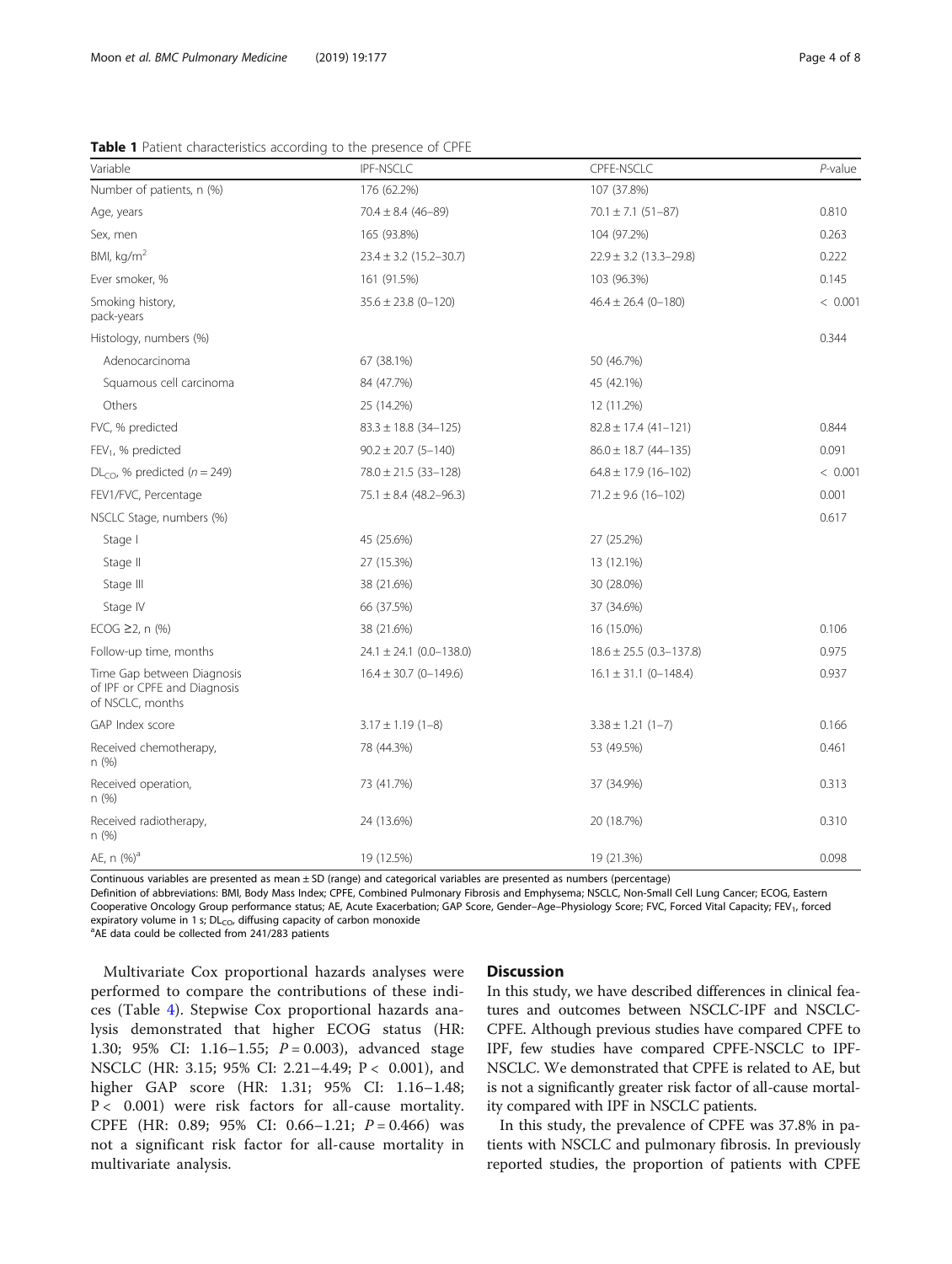**Table 1** Patient characteristics according to the presence of CPFE

| Variable | IPF-NSCLC | CPFE-NSCLC | *P*-value |
|---|---|---|---|
| Number of patients, n (%) | 176 (62.2%) | 107 (37.8%) | |
| Age, years | 70.4 ± 8.4 (46–89) | 70.1 ± 7.1 (51–87) | 0.810 |
| Sex, men | 165 (93.8%) | 104 (97.2%) | 0.263 |
| BMI, kg/m$^2$ | 23.4 ± 3.2 (15.2–30.7) | 22.9 ± 3.2 (13.3–29.8) | 0.222 |
| Ever smoker, % | 161 (91.5%) | 103 (96.3%) | 0.145 |
| Smoking history, pack-years | 35.6 ± 23.8 (0–120) | 46.4 ± 26.4 (0–180) | < 0.001 |
| Histology, numbers (%) | | | 0.344 |
| Adenocarcinoma | 67 (38.1%) | 50 (46.7%) | |
| Squamous cell carcinoma | 84 (47.7%) | 45 (42.1%) | |
| Others | 25 (14.2%) | 12 (11.2%) | |
| FVC, % predicted | 83.3 ± 18.8 (34–125) | 82.8 ± 17.4 (41–121) | 0.844 |
| $FEV_1$, % predicted | 90.2 ± 20.7 (5–140) | 86.0 ± 18.7 (44–135) | 0.091 |
| $DL_{CO}$, % predicted ($n = 249$) | 78.0 ± 21.5 (33–128) | 64.8 ± 17.9 (16–102) | < 0.001 |
| FEV1/FVC, Percentage | 75.1 ± 8.4 (48.2–96.3) | 71.2 ± 9.6 (16–102) | 0.001 |
| NSCLC Stage, numbers (%) | | | 0.617 |
| Stage I | 45 (25.6%) | 27 (25.2%) | |
| Stage II | 27 (15.3%) | 13 (12.1%) | |
| Stage III | 38 (21.6%) | 30 (28.0%) | |
| Stage IV | 66 (37.5%) | 37 (34.6%) | |
| ECOG ≥2, n (%) | 38 (21.6%) | 16 (15.0%) | 0.106 |
| Follow-up time, months | 24.1 ± 24.1 (0.0–138.0) | 18.6 ± 25.5 (0.3–137.8) | 0.975 |
| Time Gap between Diagnosis of IPF or CPFE and Diagnosis of NSCLC, months | 16.4 ± 30.7 (0–149.6) | 16.1 ± 31.1 (0–148.4) | 0.937 |
| GAP Index score | 3.17 ± 1.19 (1–8) | 3.38 ± 1.21 (1–7) | 0.166 |
| Received chemotherapy, n (%) | 78 (44.3%) | 53 (49.5%) | 0.461 |
| Received operation, n (%) | 73 (41.7%) | 37 (34.9%) | 0.313 |
| Received radiotherapy, n (%) | 24 (13.6%) | 20 (18.7%) | 0.310 |
| AE, n (%)[a] | 19 (12.5%) | 19 (21.3%) | 0.098 |

Continuous variables are presented as mean ± SD (range) and categorical variables are presented as numbers (percentage)

Definition of abbreviations: BMI, Body Mass Index; CPFE, Combined Pulmonary Fibrosis and Emphysema; NSCLC, Non-Small Cell Lung Cancer; ECOG, Eastern Cooperative Oncology Group performance status; AE, Acute Exacerbation; GAP Score, Gender–Age–Physiology Score; FVC, Forced Vital Capacity; $FEV_1$, forced expiratory volume in 1 s; $DL_{CO}$, diffusing capacity of carbon monoxide

[a]AE data could be collected from 241/283 patients

Multivariate Cox proportional hazards analyses were performed to compare the contributions of these indices (Table 4). Stepwise Cox proportional hazards analysis demonstrated that higher ECOG status (HR: 1.30; 95% CI: 1.16–1.55; $P = 0.003$), advanced stage NSCLC (HR: 3.15; 95% CI: 2.21–4.49; $P < 0.001$), and higher GAP score (HR: 1.31; 95% CI: 1.16–1.48; $P < 0.001$) were risk factors for all-cause mortality. CPFE (HR: 0.89; 95% CI: 0.66–1.21; $P = 0.466$) was not a significant risk factor for all-cause mortality in multivariate analysis.

## Discussion

In this study, we have described differences in clinical features and outcomes between NSCLC-IPF and NSCLC-CPFE. Although previous studies have compared CPFE to IPF, few studies have compared CPFE-NSCLC to IPF-NSCLC. We demonstrated that CPFE is related to AE, but is not a significantly greater risk factor of all-cause mortality compared with IPF in NSCLC patients.

In this study, the prevalence of CPFE was 37.8% in patients with NSCLC and pulmonary fibrosis. In previously reported studies, the proportion of patients with CPFE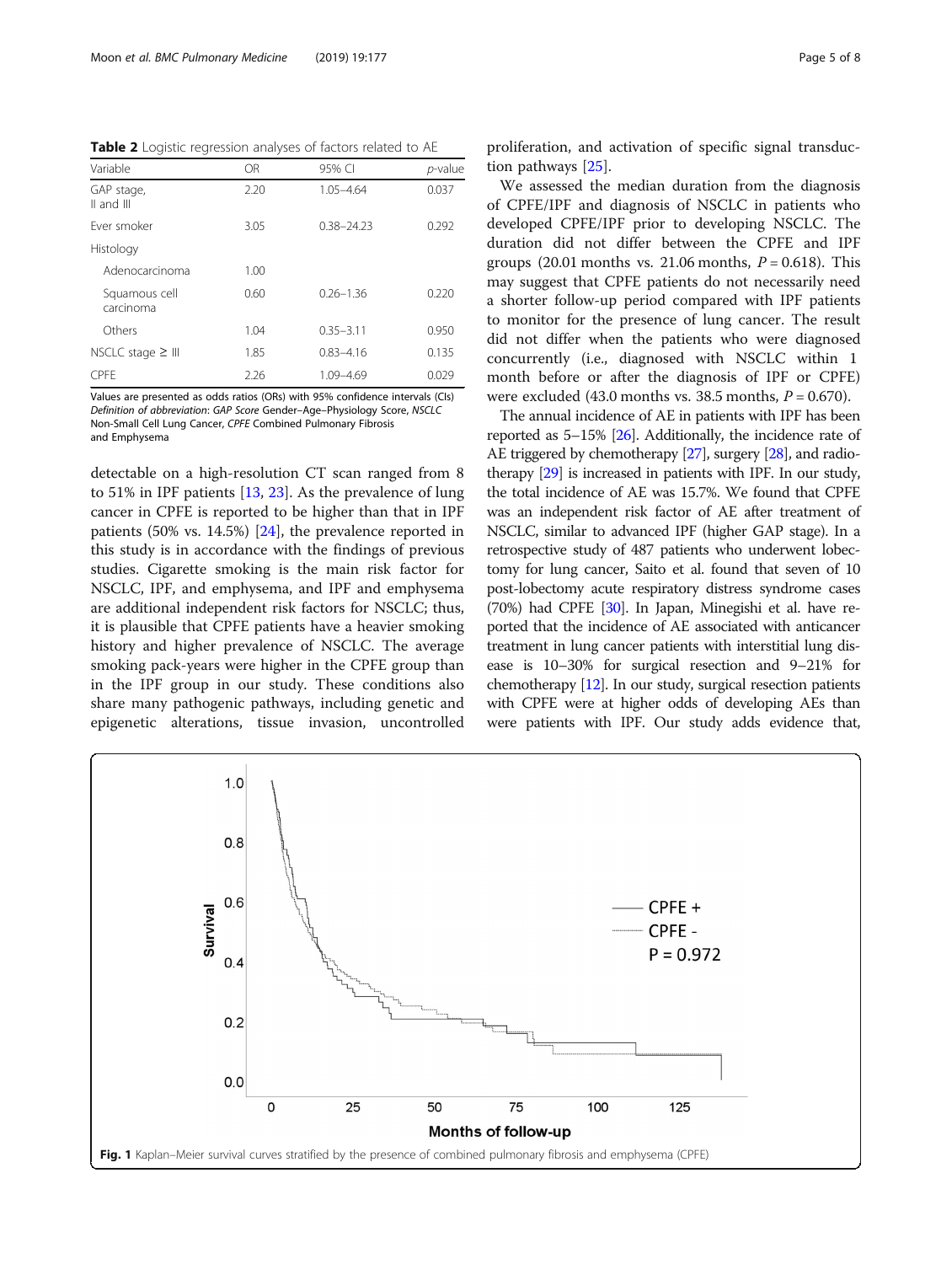**Table 2** Logistic regression analyses of factors related to AE

| Variable | OR | 95% CI | *p*-value |
|---|---|---|---|
| GAP stage, II and III | 2.20 | 1.05–4.64 | 0.037 |
| Ever smoker | 3.05 | 0.38–24.23 | 0.292 |
| Histology | | | |
| Adenocarcinoma | 1.00 | | |
| Squamous cell carcinoma | 0.60 | 0.26–1.36 | 0.220 |
| Others | 1.04 | 0.35–3.11 | 0.950 |
| NSCLC stage ≥ III | 1.85 | 0.83–4.16 | 0.135 |
| CPFE | 2.26 | 1.09–4.69 | 0.029 |

Values are presented as odds ratios (ORs) with 95% confidence intervals (CIs)
*Definition of abbreviation*: *GAP Score* Gender–Age–Physiology Score, *NSCLC* Non-Small Cell Lung Cancer, *CPFE* Combined Pulmonary Fibrosis and Emphysema

detectable on a high-resolution CT scan ranged from 8 to 51% in IPF patients [13, 23]. As the prevalence of lung cancer in CPFE is reported to be higher than that in IPF patients (50% vs. 14.5%) [24], the prevalence reported in this study is in accordance with the findings of previous studies. Cigarette smoking is the main risk factor for NSCLC, IPF, and emphysema, and IPF and emphysema are additional independent risk factors for NSCLC; thus, it is plausible that CPFE patients have a heavier smoking history and higher prevalence of NSCLC. The average smoking pack-years were higher in the CPFE group than in the IPF group in our study. These conditions also share many pathogenic pathways, including genetic and epigenetic alterations, tissue invasion, uncontrolled proliferation, and activation of specific signal transduction pathways [25].

We assessed the median duration from the diagnosis of CPFE/IPF and diagnosis of NSCLC in patients who developed CPFE/IPF prior to developing NSCLC. The duration did not differ between the CPFE and IPF groups (20.01 months vs. 21.06 months, $P = 0.618$). This may suggest that CPFE patients do not necessarily need a shorter follow-up period compared with IPF patients to monitor for the presence of lung cancer. The result did not differ when the patients who were diagnosed concurrently (i.e., diagnosed with NSCLC within 1 month before or after the diagnosis of IPF or CPFE) were excluded (43.0 months vs. 38.5 months, $P = 0.670$).

The annual incidence of AE in patients with IPF has been reported as 5–15% [26]. Additionally, the incidence rate of AE triggered by chemotherapy [27], surgery [28], and radiotherapy [29] is increased in patients with IPF. In our study, the total incidence of AE was 15.7%. We found that CPFE was an independent risk factor of AE after treatment of NSCLC, similar to advanced IPF (higher GAP stage). In a retrospective study of 487 patients who underwent lobectomy for lung cancer, Saito et al. found that seven of 10 post-lobectomy acute respiratory distress syndrome cases (70%) had CPFE [30]. In Japan, Minegishi et al. have reported that the incidence of AE associated with anticancer treatment in lung cancer patients with interstitial lung disease is 10–30% for surgical resection and 9–21% for chemotherapy [12]. In our study, surgical resection patients with CPFE were at higher odds of developing AEs than were patients with IPF. Our study adds evidence that,

Survival
1.0
0.8
0.6
0.4
0.2
0.0
0
25
50
75
100
125
Months of follow-up
CPFE +
CPFE -
P = 0.972

**Fig. 1** Kaplan–Meier survival curves stratified by the presence of combined pulmonary fibrosis and emphysema (CPFE)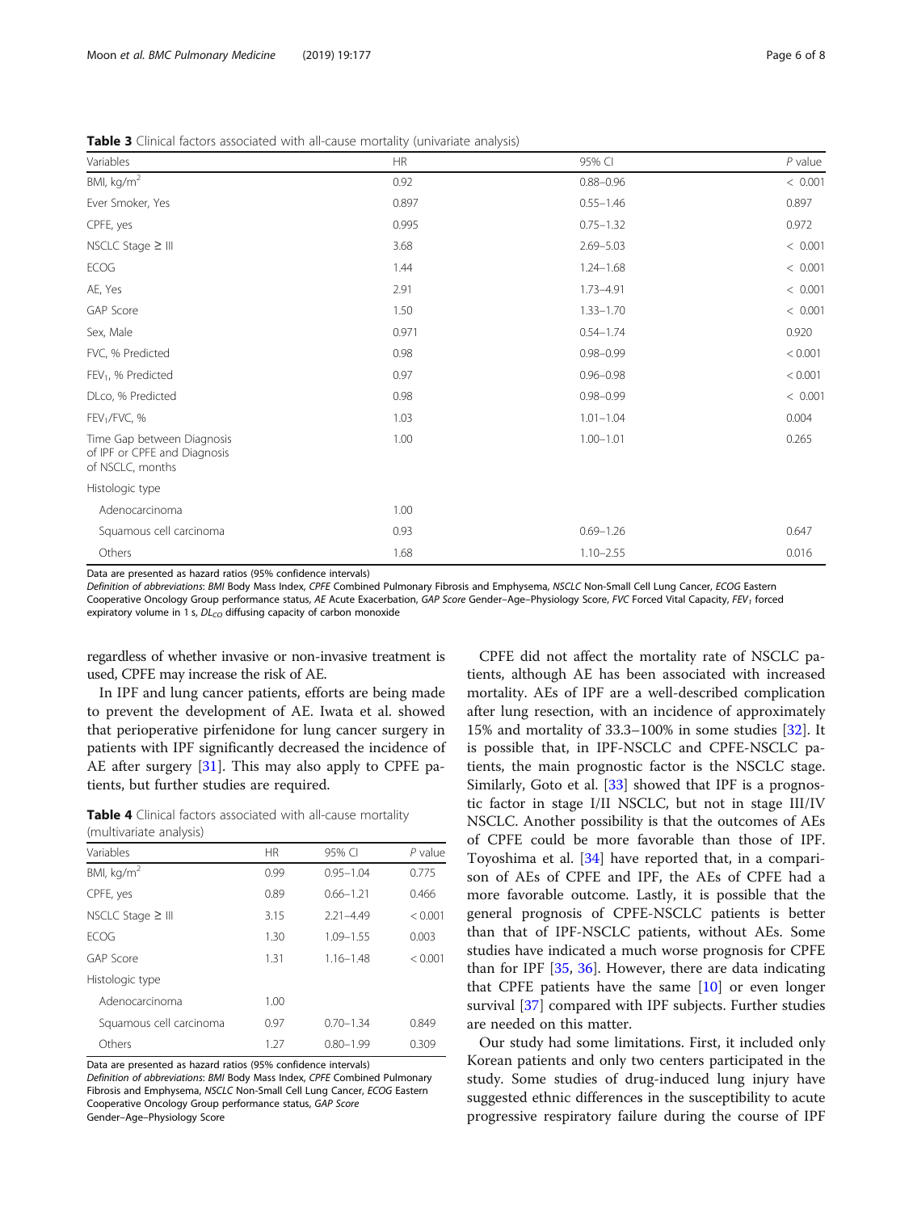**Table 3** Clinical factors associated with all-cause mortality (univariate analysis)

| Variables | HR | 95% CI | *P* value |
|---|---|---|---|
| BMI, kg/m$^2$ | 0.92 | 0.88–0.96 | < 0.001 |
| Ever Smoker, Yes | 0.897 | 0.55–1.46 | 0.897 |
| CPFE, yes | 0.995 | 0.75–1.32 | 0.972 |
| NSCLC Stage ≥ III | 3.68 | 2.69–5.03 | < 0.001 |
| ECOG | 1.44 | 1.24–1.68 | < 0.001 |
| AE, Yes | 2.91 | 1.73–4.91 | < 0.001 |
| GAP Score | 1.50 | 1.33–1.70 | < 0.001 |
| Sex, Male | 0.971 | 0.54–1.74 | 0.920 |
| FVC, % Predicted | 0.98 | 0.98–0.99 | < 0.001 |
| $FEV_1$, % Predicted | 0.97 | 0.96–0.98 | < 0.001 |
| DLco, % Predicted | 0.98 | 0.98–0.99 | < 0.001 |
| $FEV_1$/FVC, % | 1.03 | 1.01–1.04 | 0.004 |
| Time Gap between Diagnosis of IPF or CPFE and Diagnosis of NSCLC, months | 1.00 | 1.00–1.01 | 0.265 |
| Histologic type | | | |
| Adenocarcinoma | 1.00 | | |
| Squamous cell carcinoma | 0.93 | 0.69–1.26 | 0.647 |
| Others | 1.68 | 1.10–2.55 | 0.016 |

Data are presented as hazard ratios (95% confidence intervals)

*Definition of abbreviations*: *BMI* Body Mass Index, *CPFE* Combined Pulmonary Fibrosis and Emphysema, *NSCLC* Non-Small Cell Lung Cancer, *ECOG* Eastern Cooperative Oncology Group performance status, *AE* Acute Exacerbation, *GAP Score* Gender–Age–Physiology Score, *FVC* Forced Vital Capacity, *$FEV_1$* forced expiratory volume in 1 s, *$DL_{CO}$* diffusing capacity of carbon monoxide

regardless of whether invasive or non-invasive treatment is used, CPFE may increase the risk of AE.

In IPF and lung cancer patients, efforts are being made to prevent the development of AE. Iwata et al. showed that perioperative pirfenidone for lung cancer surgery in patients with IPF significantly decreased the incidence of AE after surgery [31]. This may also apply to CPFE patients, but further studies are required.

**Table 4** Clinical factors associated with all-cause mortality (multivariate analysis)

| Variables | HR | 95% CI | *P* value |
|---|---|---|---|
| BMI, kg/m$^2$ | 0.99 | 0.95–1.04 | 0.775 |
| CPFE, yes | 0.89 | 0.66–1.21 | 0.466 |
| NSCLC Stage ≥ III | 3.15 | 2.21–4.49 | < 0.001 |
| ECOG | 1.30 | 1.09–1.55 | 0.003 |
| GAP Score | 1.31 | 1.16–1.48 | < 0.001 |
| Histologic type | | | |
| Adenocarcinoma | 1.00 | | |
| Squamous cell carcinoma | 0.97 | 0.70–1.34 | 0.849 |
| Others | 1.27 | 0.80–1.99 | 0.309 |

Data are presented as hazard ratios (95% confidence intervals)

*Definition of abbreviations*: *BMI* Body Mass Index, *CPFE* Combined Pulmonary Fibrosis and Emphysema, *NSCLC* Non-Small Cell Lung Cancer, *ECOG* Eastern Cooperative Oncology Group performance status, *GAP Score* Gender–Age–Physiology Score

CPFE did not affect the mortality rate of NSCLC patients, although AE has been associated with increased mortality. AEs of IPF are a well-described complication after lung resection, with an incidence of approximately 15% and mortality of 33.3–100% in some studies [32]. It is possible that, in IPF-NSCLC and CPFE-NSCLC patients, the main prognostic factor is the NSCLC stage. Similarly, Goto et al. [33] showed that IPF is a prognostic factor in stage I/II NSCLC, but not in stage III/IV NSCLC. Another possibility is that the outcomes of AEs of CPFE could be more favorable than those of IPF. Toyoshima et al. [34] have reported that, in a comparison of AEs of CPFE and IPF, the AEs of CPFE had a more favorable outcome. Lastly, it is possible that the general prognosis of CPFE-NSCLC patients is better than that of IPF-NSCLC patients, without AEs. Some studies have indicated a much worse prognosis for CPFE than for IPF [35, 36]. However, there are data indicating that CPFE patients have the same [10] or even longer survival [37] compared with IPF subjects. Further studies are needed on this matter.

Our study had some limitations. First, it included only Korean patients and only two centers participated in the study. Some studies of drug-induced lung injury have suggested ethnic differences in the susceptibility to acute progressive respiratory failure during the course of IPF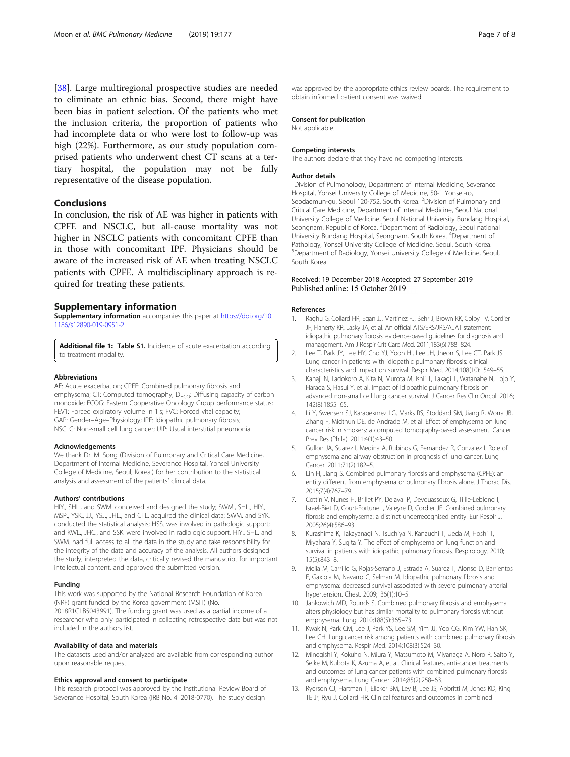[38]. Large multiregional prospective studies are needed to eliminate an ethnic bias. Second, there might have been bias in patient selection. Of the patients who met the inclusion criteria, the proportion of patients who had incomplete data or who were lost to follow-up was high (22%). Furthermore, as our study population comprised patients who underwent chest CT scans at a tertiary hospital, the population may not be fully representative of the disease population.

## Conclusions

In conclusion, the risk of AE was higher in patients with CPFE and NSCLC, but all-cause mortality was not higher in NSCLC patients with concomitant CPFE than in those with concomitant IPF. Physicians should be aware of the increased risk of AE when treating NSCLC patients with CPFE. A multidisciplinary approach is required for treating these patients.

## Supplementary information

**Supplementary information** accompanies this paper at https://doi.org/10.1186/s12890-019-0951-2.

**Additional file 1: Table S1.** Incidence of acute exacerbation according to treatment modality.

#### Abbreviations

AE: Acute exacerbation; CPFE: Combined pulmonary fibrosis and emphysema; CT: Computed tomography; $DL_{CO}$: Diffusing capacity of carbon monoxide; ECOG: Eastern Cooperative Oncology Group performance status; FEV1: Forced expiratory volume in 1 s; FVC: Forced vital capacity; GAP: Gender–Age–Physiology; IPF: Idiopathic pulmonary fibrosis; NSCLC: Non-small cell lung cancer; UIP: Usual interstitial pneumonia

#### Acknowledgements

We thank Dr. M. Song (Division of Pulmonary and Critical Care Medicine, Department of Internal Medicine, Severance Hospital, Yonsei University College of Medicine, Seoul, Korea.) for her contribution to the statistical analysis and assessment of the patients' clinical data.

#### Authors' contributions

HIY., SHL., and SWM. conceived and designed the study; SWM., SHL., HIY., MSP., YSK., JJ., YSJ., JHL., and CTL. acquired the clinical data; SWM. and SYK. conducted the statistical analysis; HSS. was involved in pathologic support; and KWL., JHC., and SSK. were involved in radiologic support. HIY., SHL. and SWM. had full access to all the data in the study and take responsibility for the integrity of the data and accuracy of the analysis. All authors designed the study, interpreted the data, critically revised the manuscript for important intellectual content, and approved the submitted version.

#### Funding

This work was supported by the National Research Foundation of Korea (NRF) grant funded by the Korea government (MSIT) (No. 2018R1C1B5043991). The funding grant was used as a partial income of a researcher who only participated in collecting retrospective data but was not included in the authors list.

#### Availability of data and materials

The datasets used and/or analyzed are available from corresponding author upon reasonable request.

#### Ethics approval and consent to participate

This research protocol was approved by the Institutional Review Board of Severance Hospital, South Korea (IRB No. 4–2018-0770). The study design was approved by the appropriate ethics review boards. The requirement to obtain informed patient consent was waived.

#### Consent for publication

Not applicable.

#### Competing interests

The authors declare that they have no competing interests.

#### Author details

[1]Division of Pulmonology, Department of Internal Medicine, Severance Hospital, Yonsei University College of Medicine, 50-1 Yonsei-ro, Seodaemun-gu, Seoul 120-752, South Korea. [2]Division of Pulmonary and Critical Care Medicine, Department of Internal Medicine, Seoul National University College of Medicine, Seoul National University Bundang Hospital, Seongnam, Republic of Korea. [3]Department of Radiology, Seoul national University Bundang Hospital, Seongnam, South Korea. [4]Department of Pathology, Yonsei University College of Medicine, Seoul, South Korea. [5]Department of Radiology, Yonsei University College of Medicine, Seoul, South Korea.

Received: 19 December 2018 Accepted: 27 September 2019
Published online: 15 October 2019

#### References

1. Raghu G, Collard HR, Egan JJ, Martinez FJ, Behr J, Brown KK, Colby TV, Cordier JF, Flaherty KR, Lasky JA, et al. An official ATS/ERS/JRS/ALAT statement: idiopathic pulmonary fibrosis: evidence-based guidelines for diagnosis and management. Am J Respir Crit Care Med. 2011;183(6):788–824.
2. Lee T, Park JY, Lee HY, Cho YJ, Yoon HI, Lee JH, Jheon S, Lee CT, Park JS. Lung cancer in patients with idiopathic pulmonary fibrosis: clinical characteristics and impact on survival. Respir Med. 2014;108(10):1549–55.
3. Kanaji N, Tadokoro A, Kita N, Murota M, Ishii T, Takagi T, Watanabe N, Tojo Y, Harada S, Hasui Y, et al. Impact of idiopathic pulmonary fibrosis on advanced non-small cell lung cancer survival. J Cancer Res Clin Oncol. 2016; 142(8):1855–65.
4. Li Y, Swensen SJ, Karabekmez LG, Marks RS, Stoddard SM, Jiang R, Worra JB, Zhang F, Midthun DE, de Andrade M, et al. Effect of emphysema on lung cancer risk in smokers: a computed tomography-based assessment. Cancer Prev Res (Phila). 2011;4(1):43–50.
5. Gullon JA, Suarez I, Medina A, Rubinos G, Fernandez R, Gonzalez I. Role of emphysema and airway obstruction in prognosis of lung cancer. Lung Cancer. 2011;71(2):182–5.
6. Lin H, Jiang S. Combined pulmonary fibrosis and emphysema (CPFE): an entity different from emphysema or pulmonary fibrosis alone. J Thorac Dis. 2015;7(4):767–79.
7. Cottin V, Nunes H, Brillet PY, Delaval P, Devouassoux G, Tillie-Leblond I, Israel-Biet D, Court-Fortune I, Valeyre D, Cordier JF. Combined pulmonary fibrosis and emphysema: a distinct underrecognised entity. Eur Respir J. 2005;26(4):586–93.
8. Kurashima K, Takayanagi N, Tsuchiya N, Kanauchi T, Ueda M, Hoshi T, Miyahara Y, Sugita Y. The effect of emphysema on lung function and survival in patients with idiopathic pulmonary fibrosis. Respirology. 2010; 15(5):843–8.
9. Mejia M, Carrillo G, Rojas-Serrano J, Estrada A, Suarez T, Alonso D, Barrientos E, Gaxiola M, Navarro C, Selman M. Idiopathic pulmonary fibrosis and emphysema: decreased survival associated with severe pulmonary arterial hypertension. Chest. 2009;136(1):10–5.
10. Jankowich MD, Rounds S. Combined pulmonary fibrosis and emphysema alters physiology but has similar mortality to pulmonary fibrosis without emphysema. Lung. 2010;188(5):365–73.
11. Kwak N, Park CM, Lee J, Park YS, Lee SM, Yim JJ, Yoo CG, Kim YW, Han SK, Lee CH. Lung cancer risk among patients with combined pulmonary fibrosis and emphysema. Respir Med. 2014;108(3):524–30.
12. Minegishi Y, Kokuho N, Miura Y, Matsumoto M, Miyanaga A, Noro R, Saito Y, Seike M, Kubota K, Azuma A, et al. Clinical features, anti-cancer treatments and outcomes of lung cancer patients with combined pulmonary fibrosis and emphysema. Lung Cancer. 2014;85(2):258–63.
13. Ryerson CJ, Hartman T, Elicker BM, Ley B, Lee JS, Abbritti M, Jones KD, King TE Jr, Ryu J, Collard HR. Clinical features and outcomes in combined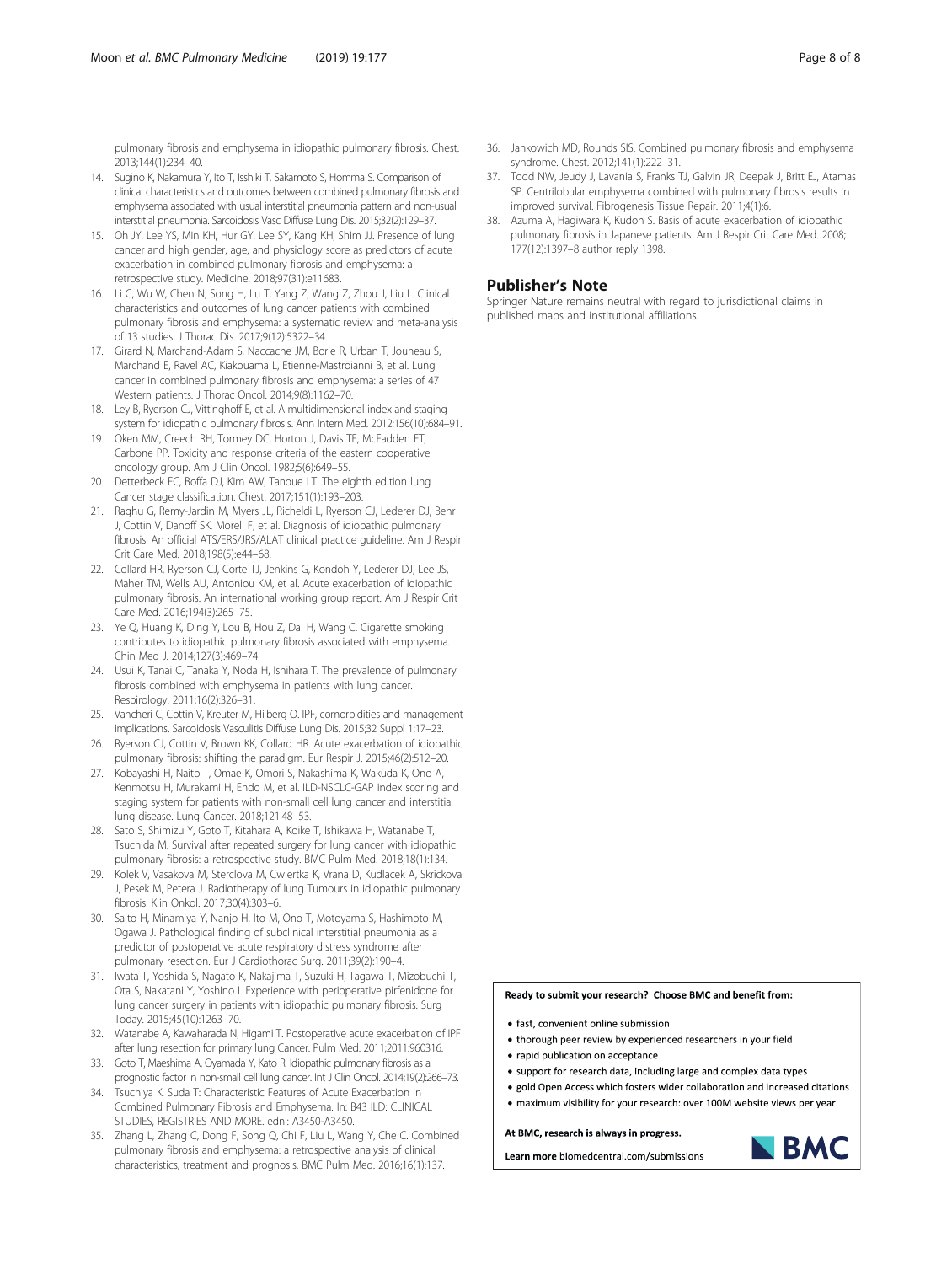pulmonary fibrosis and emphysema in idiopathic pulmonary fibrosis. Chest. 2013;144(1):234–40.

14. Sugino K, Nakamura Y, Ito T, Isshiki T, Sakamoto S, Homma S. Comparison of clinical characteristics and outcomes between combined pulmonary fibrosis and emphysema associated with usual interstitial pneumonia pattern and non-usual interstitial pneumonia. Sarcoidosis Vasc Diffuse Lung Dis. 2015;32(2):129–37.
15. Oh JY, Lee YS, Min KH, Hur GY, Lee SY, Kang KH, Shim JJ. Presence of lung cancer and high gender, age, and physiology score as predictors of acute exacerbation in combined pulmonary fibrosis and emphysema: a retrospective study. Medicine. 2018;97(31):e11683.
16. Li C, Wu W, Chen N, Song H, Lu T, Yang Z, Wang Z, Zhou J, Liu L. Clinical characteristics and outcomes of lung cancer patients with combined pulmonary fibrosis and emphysema: a systematic review and meta-analysis of 13 studies. J Thorac Dis. 2017;9(12):5322–34.
17. Girard N, Marchand-Adam S, Naccache JM, Borie R, Urban T, Jouneau S, Marchand E, Ravel AC, Kiakouama L, Etienne-Mastroianni B, et al. Lung cancer in combined pulmonary fibrosis and emphysema: a series of 47 Western patients. J Thorac Oncol. 2014;9(8):1162–70.
18. Ley B, Ryerson CJ, Vittinghoff E, et al. A multidimensional index and staging system for idiopathic pulmonary fibrosis. Ann Intern Med. 2012;156(10):684–91.
19. Oken MM, Creech RH, Tormey DC, Horton J, Davis TE, McFadden ET, Carbone PP. Toxicity and response criteria of the eastern cooperative oncology group. Am J Clin Oncol. 1982;5(6):649–55.
20. Detterbeck FC, Boffa DJ, Kim AW, Tanoue LT. The eighth edition lung Cancer stage classification. Chest. 2017;151(1):193–203.
21. Raghu G, Remy-Jardin M, Myers JL, Richeldi L, Ryerson CJ, Lederer DJ, Behr J, Cottin V, Danoff SK, Morell F, et al. Diagnosis of idiopathic pulmonary fibrosis. An official ATS/ERS/JRS/ALAT clinical practice guideline. Am J Respir Crit Care Med. 2018;198(5):e44–68.
22. Collard HR, Ryerson CJ, Corte TJ, Jenkins G, Kondoh Y, Lederer DJ, Lee JS, Maher TM, Wells AU, Antoniou KM, et al. Acute exacerbation of idiopathic pulmonary fibrosis. An international working group report. Am J Respir Crit Care Med. 2016;194(3):265–75.
23. Ye Q, Huang K, Ding Y, Lou B, Hou Z, Dai H, Wang C. Cigarette smoking contributes to idiopathic pulmonary fibrosis associated with emphysema. Chin Med J. 2014;127(3):469–74.
24. Usui K, Tanai C, Tanaka Y, Noda H, Ishihara T. The prevalence of pulmonary fibrosis combined with emphysema in patients with lung cancer. Respirology. 2011;16(2):326–31.
25. Vancheri C, Cottin V, Kreuter M, Hilberg O. IPF, comorbidities and management implications. Sarcoidosis Vasculitis Diffuse Lung Dis. 2015;32 Suppl 1:17–23.
26. Ryerson CJ, Cottin V, Brown KK, Collard HR. Acute exacerbation of idiopathic pulmonary fibrosis: shifting the paradigm. Eur Respir J. 2015;46(2):512–20.
27. Kobayashi H, Naito T, Omae K, Omori S, Nakashima K, Wakuda K, Ono A, Kenmotsu H, Murakami H, Endo M, et al. ILD-NSCLC-GAP index scoring and staging system for patients with non-small cell lung cancer and interstitial lung disease. Lung Cancer. 2018;121:48–53.
28. Sato S, Shimizu Y, Goto T, Kitahara A, Koike T, Ishikawa H, Watanabe T, Tsuchida M. Survival after repeated surgery for lung cancer with idiopathic pulmonary fibrosis: a retrospective study. BMC Pulm Med. 2018;18(1):134.
29. Kolek V, Vasakova M, Sterclova M, Cwiertka K, Vrana D, Kudlacek A, Skrickova J, Pesek M, Petera J. Radiotherapy of lung Tumours in idiopathic pulmonary fibrosis. Klin Onkol. 2017;30(4):303–6.
30. Saito H, Minamiya Y, Nanjo H, Ito M, Ono T, Motoyama S, Hashimoto M, Ogawa J. Pathological finding of subclinical interstitial pneumonia as a predictor of postoperative acute respiratory distress syndrome after pulmonary resection. Eur J Cardiothorac Surg. 2011;39(2):190–4.
31. Iwata T, Yoshida S, Nagato K, Nakajima T, Suzuki H, Tagawa T, Mizobuchi T, Ota S, Nakatani Y, Yoshino I. Experience with perioperative pirfenidone for lung cancer surgery in patients with idiopathic pulmonary fibrosis. Surg Today. 2015;45(10):1263–70.
32. Watanabe A, Kawaharada N, Higami T. Postoperative acute exacerbation of IPF after lung resection for primary lung Cancer. Pulm Med. 2011;2011:960316.
33. Goto T, Maeshima A, Oyamada Y, Kato R. Idiopathic pulmonary fibrosis as a prognostic factor in non-small cell lung cancer. Int J Clin Oncol. 2014;19(2):266–73.
34. Tsuchiya K, Suda T: Characteristic Features of Acute Exacerbation in Combined Pulmonary Fibrosis and Emphysema. In: B43 ILD: CLINICAL STUDIES, REGISTRIES AND MORE. edn.: A3450-A3450.
35. Zhang L, Zhang C, Dong F, Song Q, Chi F, Liu L, Wang Y, Che C. Combined pulmonary fibrosis and emphysema: a retrospective analysis of clinical characteristics, treatment and prognosis. BMC Pulm Med. 2016;16(1):137.
36. Jankowich MD, Rounds SIS. Combined pulmonary fibrosis and emphysema syndrome. Chest. 2012;141(1):222–31.
37. Todd NW, Jeudy J, Lavania S, Franks TJ, Galvin JR, Deepak J, Britt EJ, Atamas SP. Centrilobular emphysema combined with pulmonary fibrosis results in improved survival. Fibrogenesis Tissue Repair. 2011;4(1):6.
38. Azuma A, Hagiwara K, Kudoh S. Basis of acute exacerbation of idiopathic pulmonary fibrosis in Japanese patients. Am J Respir Crit Care Med. 2008;177(12):1397–8 author reply 1398.

## Publisher's Note

Springer Nature remains neutral with regard to jurisdictional claims in published maps and institutional affiliations.

**Ready to submit your research? Choose BMC and benefit from:**

- fast, convenient online submission
- thorough peer review by experienced researchers in your field
- rapid publication on acceptance
- support for research data, including large and complex data types
- gold Open Access which fosters wider collaboration and increased citations
- maximum visibility for your research: over 100M website views per year

**At BMC, research is always in progress.**

**Learn more** biomedcentral.com/submissions

BMC